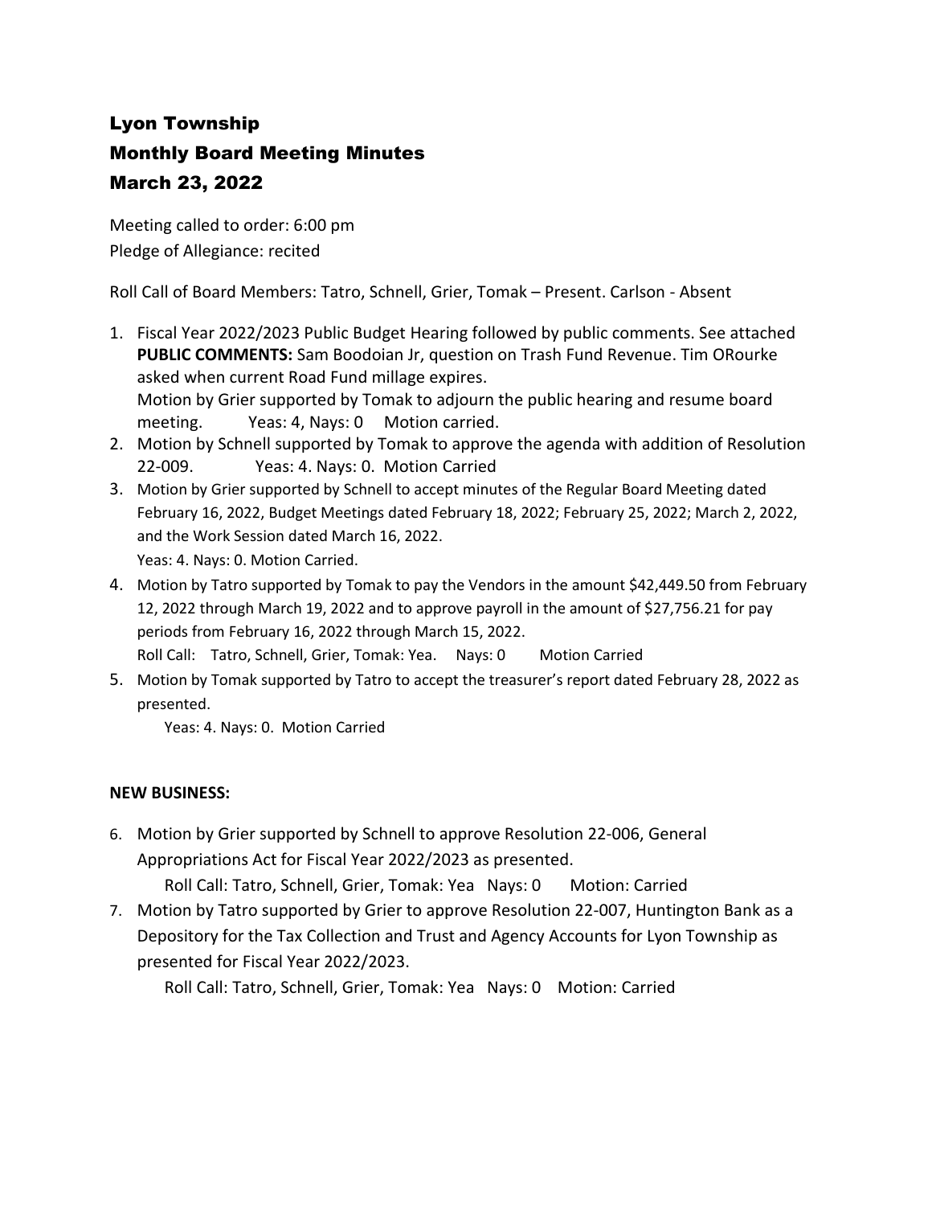# Lyon Township

## Monthly Board Meeting Minutes

## March 23, 2022

Meeting called to order: 6:00 pm
Pledge of Allegiance: recited

Roll Call of Board Members: Tatro, Schnell, Grier, Tomak – Present. Carlson - Absent

1. Fiscal Year 2022/2023 Public Budget Hearing followed by public comments. See attached **PUBLIC COMMENTS:** Sam Boodoian Jr, question on Trash Fund Revenue. Tim ORourke asked when current Road Fund millage expires.
   Motion by Grier supported by Tomak to adjourn the public hearing and resume board meeting. Yeas: 4, Nays: 0 Motion carried.
2. Motion by Schnell supported by Tomak to approve the agenda with addition of Resolution 22-009. Yeas: 4. Nays: 0. Motion Carried
3. Motion by Grier supported by Schnell to accept minutes of the Regular Board Meeting dated February 16, 2022, Budget Meetings dated February 18, 2022; February 25, 2022; March 2, 2022, and the Work Session dated March 16, 2022.
   Yeas: 4. Nays: 0. Motion Carried.
4. Motion by Tatro supported by Tomak to pay the Vendors in the amount $42,449.50 from February 12, 2022 through March 19, 2022 and to approve payroll in the amount of $27,756.21 for pay periods from February 16, 2022 through March 15, 2022.
   Roll Call: Tatro, Schnell, Grier, Tomak: Yea. Nays: 0 Motion Carried
5. Motion by Tomak supported by Tatro to accept the treasurer's report dated February 28, 2022 as presented.
   Yeas: 4. Nays: 0. Motion Carried

**NEW BUSINESS:**

6. Motion by Grier supported by Schnell to approve Resolution 22-006, General Appropriations Act for Fiscal Year 2022/2023 as presented.
   Roll Call: Tatro, Schnell, Grier, Tomak: Yea Nays: 0 Motion: Carried
7. Motion by Tatro supported by Grier to approve Resolution 22-007, Huntington Bank as a Depository for the Tax Collection and Trust and Agency Accounts for Lyon Township as presented for Fiscal Year 2022/2023.
   Roll Call: Tatro, Schnell, Grier, Tomak: Yea Nays: 0 Motion: Carried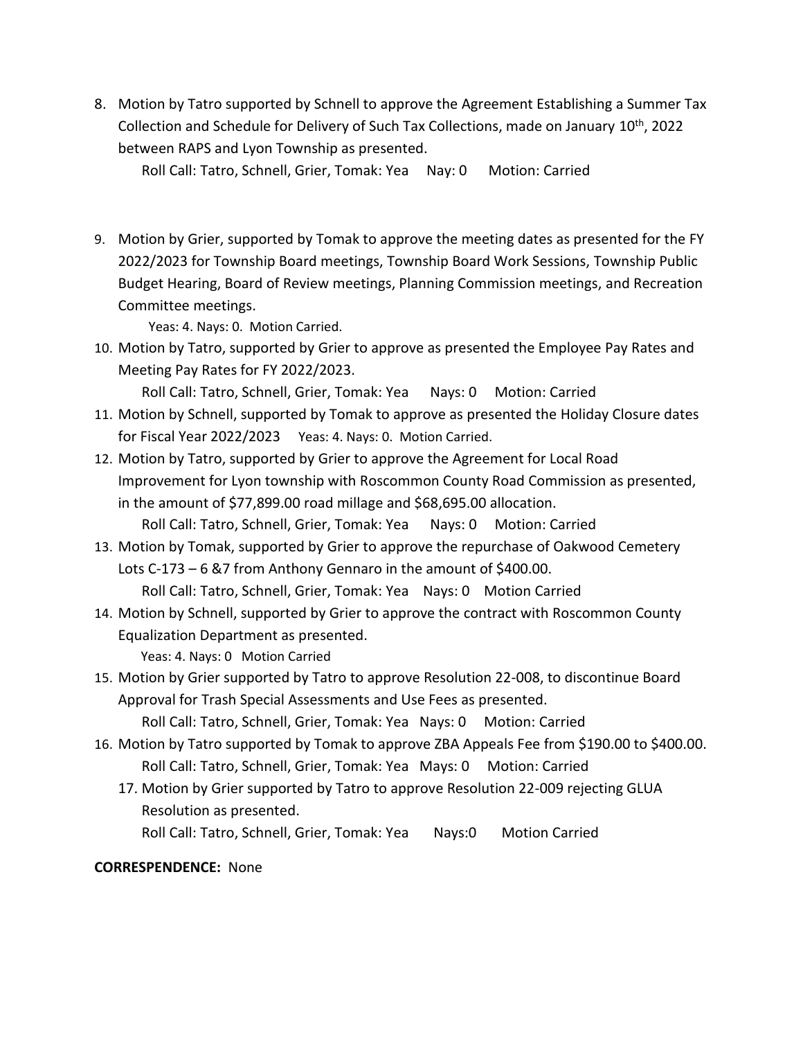8. Motion by Tatro supported by Schnell to approve the Agreement Establishing a Summer Tax Collection and Schedule for Delivery of Such Tax Collections, made on January 10th, 2022 between RAPS and Lyon Township as presented.
   Roll Call: Tatro, Schnell, Grier, Tomak: Yea Nay: 0 Motion: Carried

9. Motion by Grier, supported by Tomak to approve the meeting dates as presented for the FY 2022/2023 for Township Board meetings, Township Board Work Sessions, Township Public Budget Hearing, Board of Review meetings, Planning Commission meetings, and Recreation Committee meetings.
   Yeas: 4. Nays: 0. Motion Carried.
10. Motion by Tatro, supported by Grier to approve as presented the Employee Pay Rates and Meeting Pay Rates for FY 2022/2023.
    Roll Call: Tatro, Schnell, Grier, Tomak: Yea Nays: 0 Motion: Carried
11. Motion by Schnell, supported by Tomak to approve as presented the Holiday Closure dates for Fiscal Year 2022/2023 Yeas: 4. Nays: 0. Motion Carried.
12. Motion by Tatro, supported by Grier to approve the Agreement for Local Road Improvement for Lyon township with Roscommon County Road Commission as presented, in the amount of $77,899.00 road millage and $68,695.00 allocation.
    Roll Call: Tatro, Schnell, Grier, Tomak: Yea Nays: 0 Motion: Carried
13. Motion by Tomak, supported by Grier to approve the repurchase of Oakwood Cemetery Lots C-173 – 6 &7 from Anthony Gennaro in the amount of $400.00.
    Roll Call: Tatro, Schnell, Grier, Tomak: Yea Nays: 0 Motion Carried
14. Motion by Schnell, supported by Grier to approve the contract with Roscommon County Equalization Department as presented.
    Yeas: 4. Nays: 0 Motion Carried
15. Motion by Grier supported by Tatro to approve Resolution 22-008, to discontinue Board Approval for Trash Special Assessments and Use Fees as presented.
    Roll Call: Tatro, Schnell, Grier, Tomak: Yea Nays: 0 Motion: Carried
16. Motion by Tatro supported by Tomak to approve ZBA Appeals Fee from $190.00 to $400.00.
    Roll Call: Tatro, Schnell, Grier, Tomak: Yea Mays: 0 Motion: Carried
17. Motion by Grier supported by Tatro to approve Resolution 22-009 rejecting GLUA Resolution as presented.
    Roll Call: Tatro, Schnell, Grier, Tomak: Yea Nays:0 Motion Carried

**CORRESPONDENCE:** None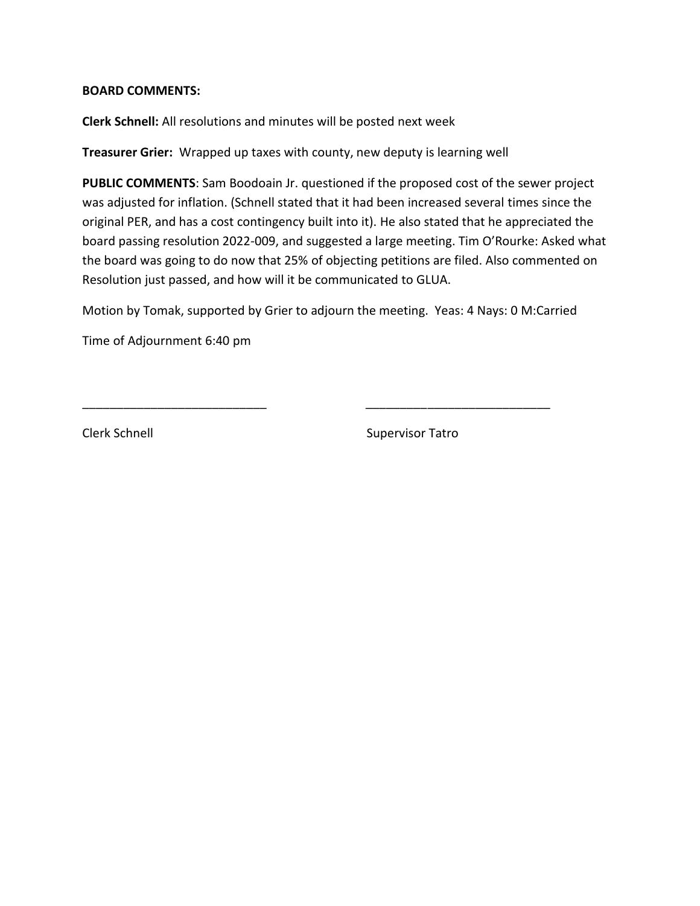**BOARD COMMENTS:**

**Clerk Schnell:** All resolutions and minutes will be posted next week

**Treasurer Grier:** Wrapped up taxes with county, new deputy is learning well

**PUBLIC COMMENTS**: Sam Boodoain Jr. questioned if the proposed cost of the sewer project was adjusted for inflation. (Schnell stated that it had been increased several times since the original PER, and has a cost contingency built into it). He also stated that he appreciated the board passing resolution 2022-009, and suggested a large meeting. Tim O'Rourke: Asked what the board was going to do now that 25% of objecting petitions are filed. Also commented on Resolution just passed, and how will it be communicated to GLUA.

Motion by Tomak, supported by Grier to adjourn the meeting. Yeas: 4 Nays: 0 M:Carried

Time of Adjournment 6:40 pm

___________________________ ___________________________

Clerk Schnell Supervisor Tatro